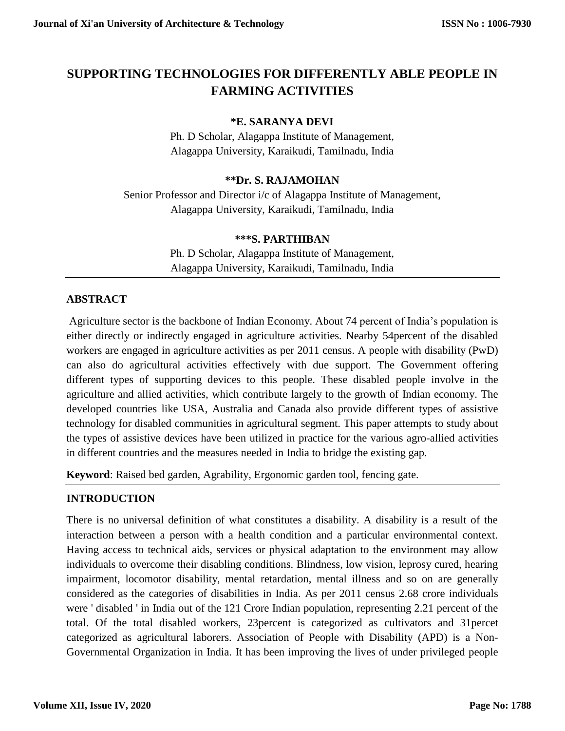# SUPPORTING TECHNOLOGIES FOR DIFFERENTLY ABLE PEOPLE IN FARMING ACTIVITIES

**\*E. SARANYA DEVI**

Ph. D Scholar, Alagappa Institute of Management,
Alagappa University, Karaikudi, Tamilnadu, India

**\*\*Dr. S. RAJAMOHAN**

Senior Professor and Director i/c of Alagappa Institute of Management,
Alagappa University, Karaikudi, Tamilnadu, India

**\*\*\*S. PARTHIBAN**

Ph. D Scholar, Alagappa Institute of Management,
Alagappa University, Karaikudi, Tamilnadu, India

---

## ABSTRACT

Agriculture sector is the backbone of Indian Economy. About 74 percent of India's population is either directly or indirectly engaged in agriculture activities. Nearby 54percent of the disabled workers are engaged in agriculture activities as per 2011 census. A people with disability (PwD) can also do agricultural activities effectively with due support. The Government offering different types of supporting devices to this people. These disabled people involve in the agriculture and allied activities, which contribute largely to the growth of Indian economy. The developed countries like USA, Australia and Canada also provide different types of assistive technology for disabled communities in agricultural segment. This paper attempts to study about the types of assistive devices have been utilized in practice for the various agro-allied activities in different countries and the measures needed in India to bridge the existing gap.

**Keyword**: Raised bed garden, Agrability, Ergonomic garden tool, fencing gate.

---

## INTRODUCTION

There is no universal definition of what constitutes a disability. A disability is a result of the interaction between a person with a health condition and a particular environmental context. Having access to technical aids, services or physical adaptation to the environment may allow individuals to overcome their disabling conditions. Blindness, low vision, leprosy cured, hearing impairment, locomotor disability, mental retardation, mental illness and so on are generally considered as the categories of disabilities in India. As per 2011 census 2.68 crore individuals were ' disabled ' in India out of the 121 Crore Indian population, representing 2.21 percent of the total. Of the total disabled workers, 23percent is categorized as cultivators and 31percet categorized as agricultural laborers. Association of People with Disability (APD) is a Non-Governmental Organization in India. It has been improving the lives of under privileged people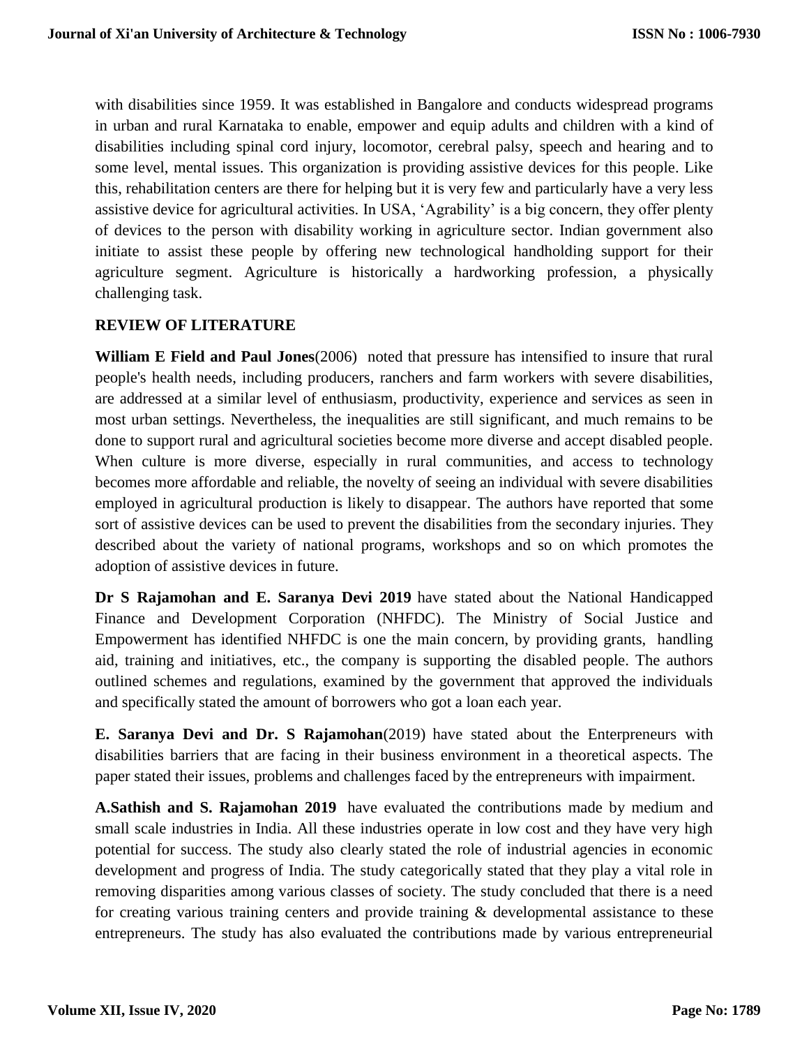with disabilities since 1959. It was established in Bangalore and conducts widespread programs in urban and rural Karnataka to enable, empower and equip adults and children with a kind of disabilities including spinal cord injury, locomotor, cerebral palsy, speech and hearing and to some level, mental issues. This organization is providing assistive devices for this people. Like this, rehabilitation centers are there for helping but it is very few and particularly have a very less assistive device for agricultural activities. In USA, 'Agrability' is a big concern, they offer plenty of devices to the person with disability working in agriculture sector. Indian government also initiate to assist these people by offering new technological handholding support for their agriculture segment. Agriculture is historically a hardworking profession, a physically challenging task.

## REVIEW OF LITERATURE

**William E Field and Paul Jones**(2006) noted that pressure has intensified to insure that rural people's health needs, including producers, ranchers and farm workers with severe disabilities, are addressed at a similar level of enthusiasm, productivity, experience and services as seen in most urban settings. Nevertheless, the inequalities are still significant, and much remains to be done to support rural and agricultural societies become more diverse and accept disabled people. When culture is more diverse, especially in rural communities, and access to technology becomes more affordable and reliable, the novelty of seeing an individual with severe disabilities employed in agricultural production is likely to disappear. The authors have reported that some sort of assistive devices can be used to prevent the disabilities from the secondary injuries. They described about the variety of national programs, workshops and so on which promotes the adoption of assistive devices in future.

**Dr S Rajamohan and E. Saranya Devi 2019** have stated about the National Handicapped Finance and Development Corporation (NHFDC). The Ministry of Social Justice and Empowerment has identified NHFDC is one the main concern, by providing grants, handling aid, training and initiatives, etc., the company is supporting the disabled people. The authors outlined schemes and regulations, examined by the government that approved the individuals and specifically stated the amount of borrowers who got a loan each year.

**E. Saranya Devi and Dr. S Rajamohan**(2019) have stated about the Enterpreneurs with disabilities barriers that are facing in their business environment in a theoretical aspects. The paper stated their issues, problems and challenges faced by the entrepreneurs with impairment.

**A.Sathish and S. Rajamohan 2019** have evaluated the contributions made by medium and small scale industries in India. All these industries operate in low cost and they have very high potential for success. The study also clearly stated the role of industrial agencies in economic development and progress of India. The study categorically stated that they play a vital role in removing disparities among various classes of society. The study concluded that there is a need for creating various training centers and provide training & developmental assistance to these entrepreneurs. The study has also evaluated the contributions made by various entrepreneurial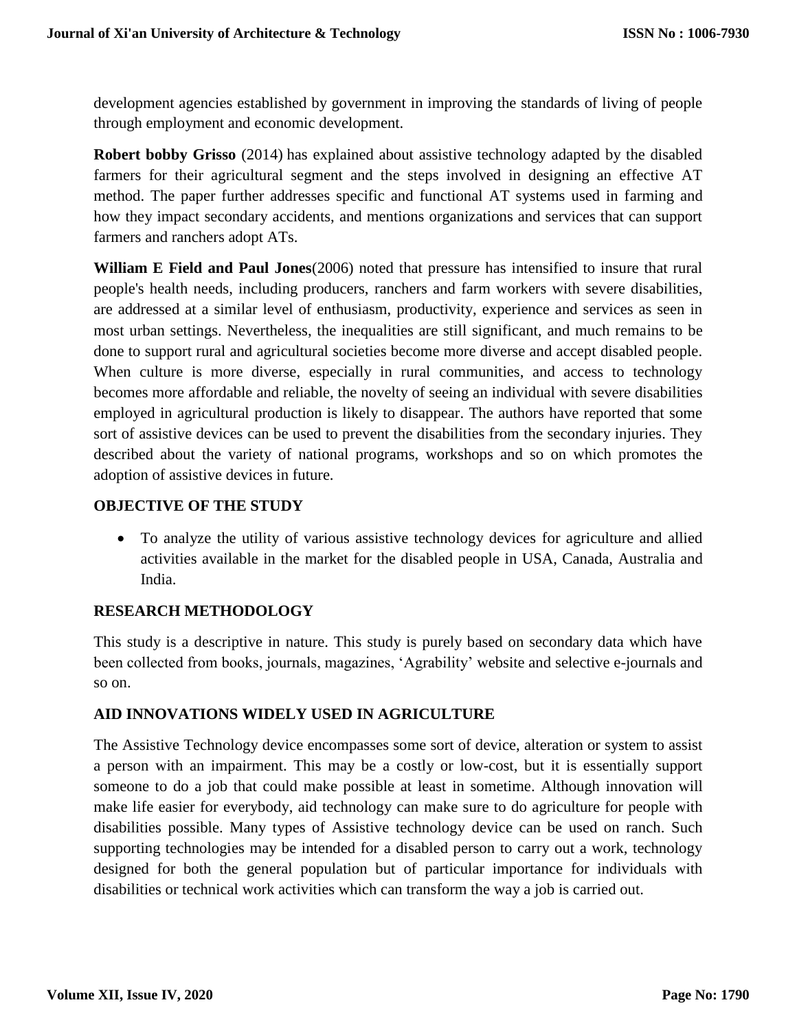development agencies established by government in improving the standards of living of people through employment and economic development.

**Robert bobby Grisso** (2014) has explained about assistive technology adapted by the disabled farmers for their agricultural segment and the steps involved in designing an effective AT method. The paper further addresses specific and functional AT systems used in farming and how they impact secondary accidents, and mentions organizations and services that can support farmers and ranchers adopt ATs.

**William E Field and Paul Jones**(2006) noted that pressure has intensified to insure that rural people's health needs, including producers, ranchers and farm workers with severe disabilities, are addressed at a similar level of enthusiasm, productivity, experience and services as seen in most urban settings. Nevertheless, the inequalities are still significant, and much remains to be done to support rural and agricultural societies become more diverse and accept disabled people. When culture is more diverse, especially in rural communities, and access to technology becomes more affordable and reliable, the novelty of seeing an individual with severe disabilities employed in agricultural production is likely to disappear. The authors have reported that some sort of assistive devices can be used to prevent the disabilities from the secondary injuries. They described about the variety of national programs, workshops and so on which promotes the adoption of assistive devices in future.

## OBJECTIVE OF THE STUDY

- To analyze the utility of various assistive technology devices for agriculture and allied activities available in the market for the disabled people in USA, Canada, Australia and India.

## RESEARCH METHODOLOGY

This study is a descriptive in nature. This study is purely based on secondary data which have been collected from books, journals, magazines, 'Agrability' website and selective e-journals and so on.

## AID INNOVATIONS WIDELY USED IN AGRICULTURE

The Assistive Technology device encompasses some sort of device, alteration or system to assist a person with an impairment. This may be a costly or low-cost, but it is essentially support someone to do a job that could make possible at least in sometime. Although innovation will make life easier for everybody, aid technology can make sure to do agriculture for people with disabilities possible. Many types of Assistive technology device can be used on ranch. Such supporting technologies may be intended for a disabled person to carry out a work, technology designed for both the general population but of particular importance for individuals with disabilities or technical work activities which can transform the way a job is carried out.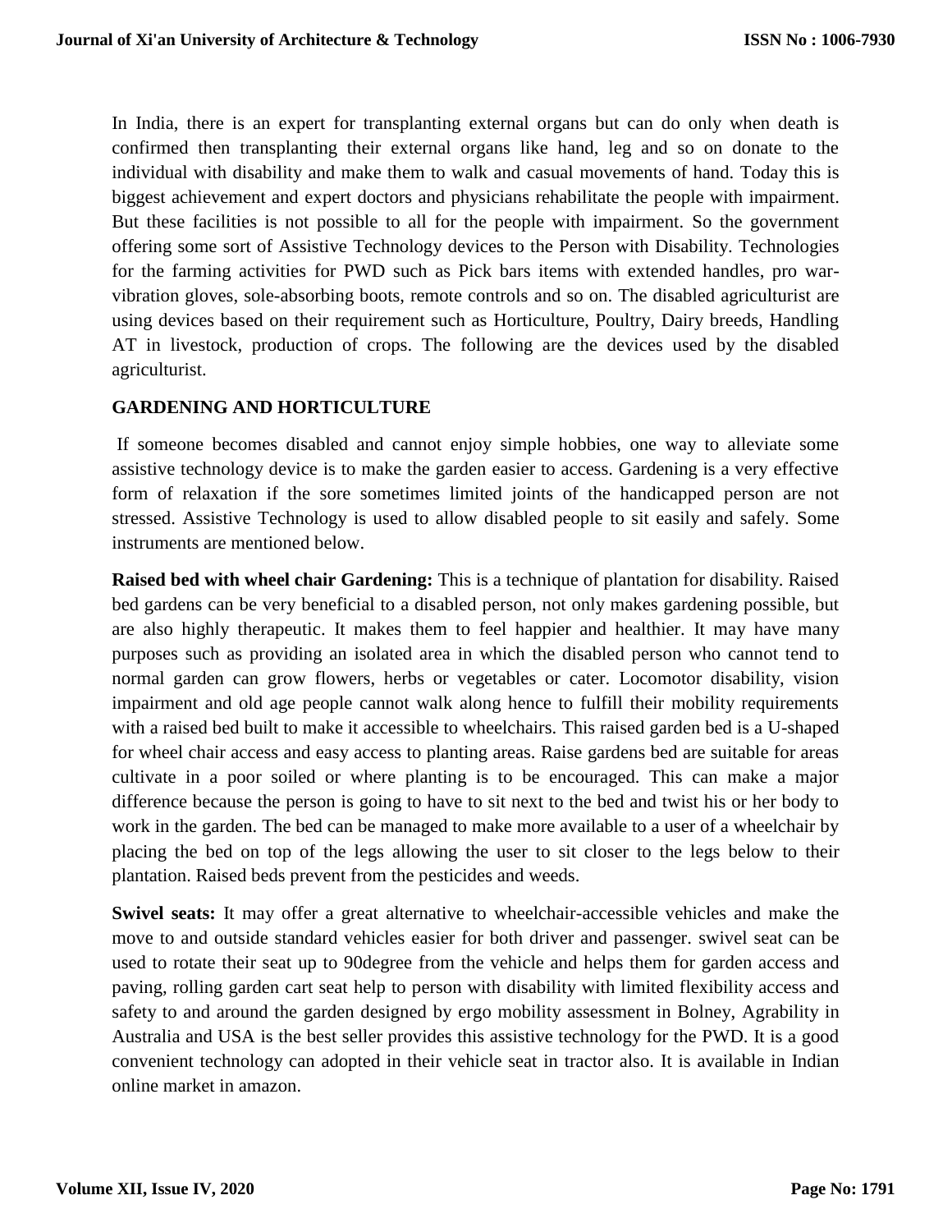In India, there is an expert for transplanting external organs but can do only when death is confirmed then transplanting their external organs like hand, leg and so on donate to the individual with disability and make them to walk and casual movements of hand. Today this is biggest achievement and expert doctors and physicians rehabilitate the people with impairment. But these facilities is not possible to all for the people with impairment. So the government offering some sort of Assistive Technology devices to the Person with Disability. Technologies for the farming activities for PWD such as Pick bars items with extended handles, pro war-vibration gloves, sole-absorbing boots, remote controls and so on. The disabled agriculturist are using devices based on their requirement such as Horticulture, Poultry, Dairy breeds, Handling AT in livestock, production of crops. The following are the devices used by the disabled agriculturist.

## GARDENING AND HORTICULTURE

If someone becomes disabled and cannot enjoy simple hobbies, one way to alleviate some assistive technology device is to make the garden easier to access. Gardening is a very effective form of relaxation if the sore sometimes limited joints of the handicapped person are not stressed. Assistive Technology is used to allow disabled people to sit easily and safely. Some instruments are mentioned below.

**Raised bed with wheel chair Gardening:** This is a technique of plantation for disability. Raised bed gardens can be very beneficial to a disabled person, not only makes gardening possible, but are also highly therapeutic. It makes them to feel happier and healthier. It may have many purposes such as providing an isolated area in which the disabled person who cannot tend to normal garden can grow flowers, herbs or vegetables or cater. Locomotor disability, vision impairment and old age people cannot walk along hence to fulfill their mobility requirements with a raised bed built to make it accessible to wheelchairs. This raised garden bed is a U-shaped for wheel chair access and easy access to planting areas. Raise gardens bed are suitable for areas cultivate in a poor soiled or where planting is to be encouraged. This can make a major difference because the person is going to have to sit next to the bed and twist his or her body to work in the garden. The bed can be managed to make more available to a user of a wheelchair by placing the bed on top of the legs allowing the user to sit closer to the legs below to their plantation. Raised beds prevent from the pesticides and weeds.

**Swivel seats:** It may offer a great alternative to wheelchair-accessible vehicles and make the move to and outside standard vehicles easier for both driver and passenger. swivel seat can be used to rotate their seat up to 90degree from the vehicle and helps them for garden access and paving, rolling garden cart seat help to person with disability with limited flexibility access and safety to and around the garden designed by ergo mobility assessment in Bolney, Agrability in Australia and USA is the best seller provides this assistive technology for the PWD. It is a good convenient technology can adopted in their vehicle seat in tractor also. It is available in Indian online market in amazon.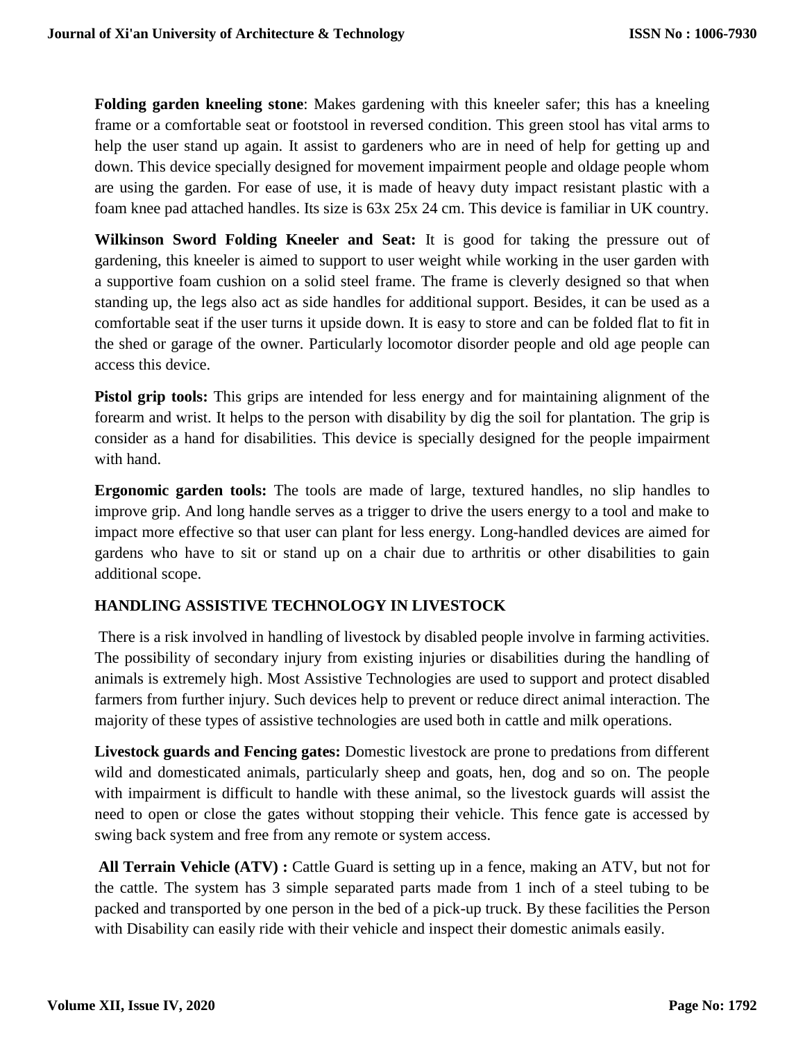**Folding garden kneeling stone**: Makes gardening with this kneeler safer; this has a kneeling frame or a comfortable seat or footstool in reversed condition. This green stool has vital arms to help the user stand up again. It assist to gardeners who are in need of help for getting up and down. This device specially designed for movement impairment people and oldage people whom are using the garden. For ease of use, it is made of heavy duty impact resistant plastic with a foam knee pad attached handles. Its size is 63x 25x 24 cm. This device is familiar in UK country.

**Wilkinson Sword Folding Kneeler and Seat:** It is good for taking the pressure out of gardening, this kneeler is aimed to support to user weight while working in the user garden with a supportive foam cushion on a solid steel frame. The frame is cleverly designed so that when standing up, the legs also act as side handles for additional support. Besides, it can be used as a comfortable seat if the user turns it upside down. It is easy to store and can be folded flat to fit in the shed or garage of the owner. Particularly locomotor disorder people and old age people can access this device.

**Pistol grip tools:** This grips are intended for less energy and for maintaining alignment of the forearm and wrist. It helps to the person with disability by dig the soil for plantation. The grip is consider as a hand for disabilities. This device is specially designed for the people impairment with hand.

**Ergonomic garden tools:** The tools are made of large, textured handles, no slip handles to improve grip. And long handle serves as a trigger to drive the users energy to a tool and make to impact more effective so that user can plant for less energy. Long-handled devices are aimed for gardens who have to sit or stand up on a chair due to arthritis or other disabilities to gain additional scope.

## HANDLING ASSISTIVE TECHNOLOGY IN LIVESTOCK

There is a risk involved in handling of livestock by disabled people involve in farming activities. The possibility of secondary injury from existing injuries or disabilities during the handling of animals is extremely high. Most Assistive Technologies are used to support and protect disabled farmers from further injury. Such devices help to prevent or reduce direct animal interaction. The majority of these types of assistive technologies are used both in cattle and milk operations.

**Livestock guards and Fencing gates:** Domestic livestock are prone to predations from different wild and domesticated animals, particularly sheep and goats, hen, dog and so on. The people with impairment is difficult to handle with these animal, so the livestock guards will assist the need to open or close the gates without stopping their vehicle. This fence gate is accessed by swing back system and free from any remote or system access.

**All Terrain Vehicle (ATV) :** Cattle Guard is setting up in a fence, making an ATV, but not for the cattle. The system has 3 simple separated parts made from 1 inch of a steel tubing to be packed and transported by one person in the bed of a pick-up truck. By these facilities the Person with Disability can easily ride with their vehicle and inspect their domestic animals easily.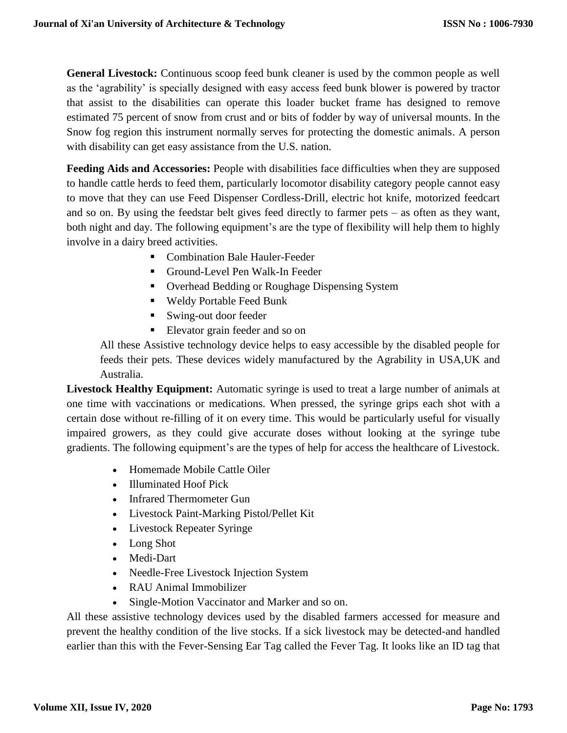**General Livestock:** Continuous scoop feed bunk cleaner is used by the common people as well as the 'agrability' is specially designed with easy access feed bunk blower is powered by tractor that assist to the disabilities can operate this loader bucket frame has designed to remove estimated 75 percent of snow from crust and or bits of fodder by way of universal mounts. In the Snow fog region this instrument normally serves for protecting the domestic animals. A person with disability can get easy assistance from the U.S. nation.

**Feeding Aids and Accessories:** People with disabilities face difficulties when they are supposed to handle cattle herds to feed them, particularly locomotor disability category people cannot easy to move that they can use Feed Dispenser Cordless-Drill, electric hot knife, motorized feedcart and so on. By using the feedstar belt gives feed directly to farmer pets – as often as they want, both night and day. The following equipment's are the type of flexibility will help them to highly involve in a dairy breed activities.

- Combination Bale Hauler-Feeder
- Ground-Level Pen Walk-In Feeder
- Overhead Bedding or Roughage Dispensing System
- Weldy Portable Feed Bunk
- Swing-out door feeder
- Elevator grain feeder and so on

All these Assistive technology device helps to easy accessible by the disabled people for feeds their pets. These devices widely manufactured by the Agrability in USA,UK and Australia.

**Livestock Healthy Equipment:** Automatic syringe is used to treat a large number of animals at one time with vaccinations or medications. When pressed, the syringe grips each shot with a certain dose without re-filling of it on every time. This would be particularly useful for visually impaired growers, as they could give accurate doses without looking at the syringe tube gradients. The following equipment's are the types of help for access the healthcare of Livestock.

- Homemade Mobile Cattle Oiler
- Illuminated Hoof Pick
- Infrared Thermometer Gun
- Livestock Paint-Marking Pistol/Pellet Kit
- Livestock Repeater Syringe
- Long Shot
- Medi-Dart
- Needle-Free Livestock Injection System
- RAU Animal Immobilizer
- Single-Motion Vaccinator and Marker and so on.

All these assistive technology devices used by the disabled farmers accessed for measure and prevent the healthy condition of the live stocks. If a sick livestock may be detected-and handled earlier than this with the Fever-Sensing Ear Tag called the Fever Tag. It looks like an ID tag that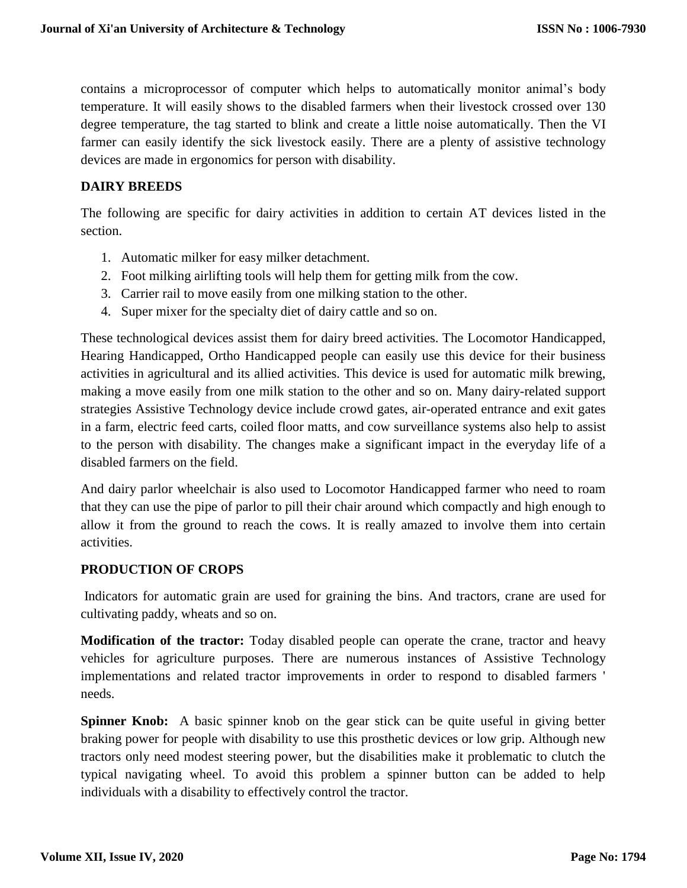contains a microprocessor of computer which helps to automatically monitor animal's body temperature. It will easily shows to the disabled farmers when their livestock crossed over 130 degree temperature, the tag started to blink and create a little noise automatically. Then the VI farmer can easily identify the sick livestock easily. There are a plenty of assistive technology devices are made in ergonomics for person with disability.

## DAIRY BREEDS

The following are specific for dairy activities in addition to certain AT devices listed in the section.

1. Automatic milker for easy milker detachment.
2. Foot milking airlifting tools will help them for getting milk from the cow.
3. Carrier rail to move easily from one milking station to the other.
4. Super mixer for the specialty diet of dairy cattle and so on.

These technological devices assist them for dairy breed activities. The Locomotor Handicapped, Hearing Handicapped, Ortho Handicapped people can easily use this device for their business activities in agricultural and its allied activities. This device is used for automatic milk brewing, making a move easily from one milk station to the other and so on. Many dairy-related support strategies Assistive Technology device include crowd gates, air-operated entrance and exit gates in a farm, electric feed carts, coiled floor matts, and cow surveillance systems also help to assist to the person with disability. The changes make a significant impact in the everyday life of a disabled farmers on the field.

And dairy parlor wheelchair is also used to Locomotor Handicapped farmer who need to roam that they can use the pipe of parlor to pill their chair around which compactly and high enough to allow it from the ground to reach the cows. It is really amazed to involve them into certain activities.

## PRODUCTION OF CROPS

Indicators for automatic grain are used for graining the bins. And tractors, crane are used for cultivating paddy, wheats and so on.

**Modification of the tractor:** Today disabled people can operate the crane, tractor and heavy vehicles for agriculture purposes. There are numerous instances of Assistive Technology implementations and related tractor improvements in order to respond to disabled farmers ' needs.

**Spinner Knob:** A basic spinner knob on the gear stick can be quite useful in giving better braking power for people with disability to use this prosthetic devices or low grip. Although new tractors only need modest steering power, but the disabilities make it problematic to clutch the typical navigating wheel. To avoid this problem a spinner button can be added to help individuals with a disability to effectively control the tractor.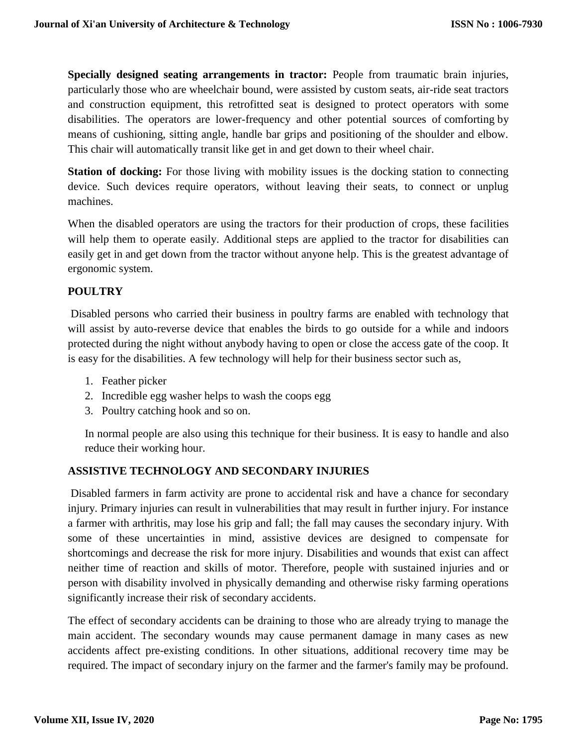**Specially designed seating arrangements in tractor:** People from traumatic brain injuries, particularly those who are wheelchair bound, were assisted by custom seats, air-ride seat tractors and construction equipment, this retrofitted seat is designed to protect operators with some disabilities. The operators are lower-frequency and other potential sources of comforting by means of cushioning, sitting angle, handle bar grips and positioning of the shoulder and elbow. This chair will automatically transit like get in and get down to their wheel chair.

**Station of docking:** For those living with mobility issues is the docking station to connecting device. Such devices require operators, without leaving their seats, to connect or unplug machines.

When the disabled operators are using the tractors for their production of crops, these facilities will help them to operate easily. Additional steps are applied to the tractor for disabilities can easily get in and get down from the tractor without anyone help. This is the greatest advantage of ergonomic system.

## POULTRY

Disabled persons who carried their business in poultry farms are enabled with technology that will assist by auto-reverse device that enables the birds to go outside for a while and indoors protected during the night without anybody having to open or close the access gate of the coop. It is easy for the disabilities. A few technology will help for their business sector such as,

1. Feather picker
2. Incredible egg washer helps to wash the coops egg
3. Poultry catching hook and so on.

In normal people are also using this technique for their business. It is easy to handle and also reduce their working hour.

## ASSISTIVE TECHNOLOGY AND SECONDARY INJURIES

Disabled farmers in farm activity are prone to accidental risk and have a chance for secondary injury. Primary injuries can result in vulnerabilities that may result in further injury. For instance a farmer with arthritis, may lose his grip and fall; the fall may causes the secondary injury. With some of these uncertainties in mind, assistive devices are designed to compensate for shortcomings and decrease the risk for more injury. Disabilities and wounds that exist can affect neither time of reaction and skills of motor. Therefore, people with sustained injuries and or person with disability involved in physically demanding and otherwise risky farming operations significantly increase their risk of secondary accidents.

The effect of secondary accidents can be draining to those who are already trying to manage the main accident. The secondary wounds may cause permanent damage in many cases as new accidents affect pre-existing conditions. In other situations, additional recovery time may be required. The impact of secondary injury on the farmer and the farmer's family may be profound.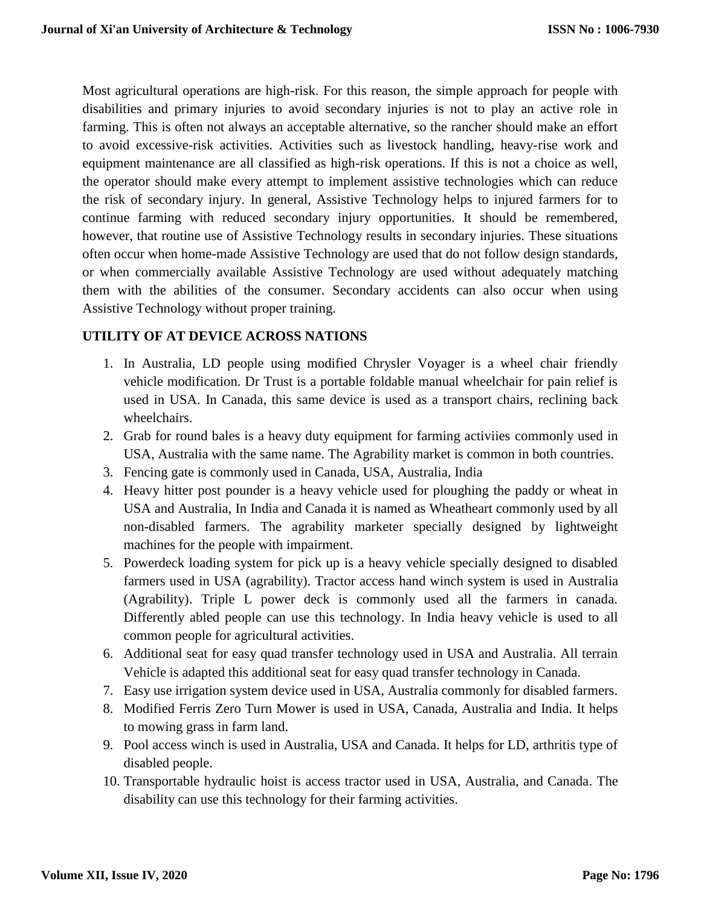Most agricultural operations are high-risk. For this reason, the simple approach for people with disabilities and primary injuries to avoid secondary injuries is not to play an active role in farming. This is often not always an acceptable alternative, so the rancher should make an effort to avoid excessive-risk activities. Activities such as livestock handling, heavy-rise work and equipment maintenance are all classified as high-risk operations. If this is not a choice as well, the operator should make every attempt to implement assistive technologies which can reduce the risk of secondary injury. In general, Assistive Technology helps to injured farmers for to continue farming with reduced secondary injury opportunities. It should be remembered, however, that routine use of Assistive Technology results in secondary injuries. These situations often occur when home-made Assistive Technology are used that do not follow design standards, or when commercially available Assistive Technology are used without adequately matching them with the abilities of the consumer. Secondary accidents can also occur when using Assistive Technology without proper training.

## UTILITY OF AT DEVICE ACROSS NATIONS

1. In Australia, LD people using modified Chrysler Voyager is a wheel chair friendly vehicle modification. Dr Trust is a portable foldable manual wheelchair for pain relief is used in USA. In Canada, this same device is used as a transport chairs, reclining back wheelchairs.
2. Grab for round bales is a heavy duty equipment for farming activiies commonly used in USA, Australia with the same name. The Agrability market is common in both countries.
3. Fencing gate is commonly used in Canada, USA, Australia, India
4. Heavy hitter post pounder is a heavy vehicle used for ploughing the paddy or wheat in USA and Australia, In India and Canada it is named as Wheatheart commonly used by all non-disabled farmers. The agrability marketer specially designed by lightweight machines for the people with impairment.
5. Powerdeck loading system for pick up is a heavy vehicle specially designed to disabled farmers used in USA (agrability). Tractor access hand winch system is used in Australia (Agrability). Triple L power deck is commonly used all the farmers in canada. Differently abled people can use this technology. In India heavy vehicle is used to all common people for agricultural activities.
6. Additional seat for easy quad transfer technology used in USA and Australia. All terrain Vehicle is adapted this additional seat for easy quad transfer technology in Canada.
7. Easy use irrigation system device used in USA, Australia commonly for disabled farmers.
8. Modified Ferris Zero Turn Mower is used in USA, Canada, Australia and India. It helps to mowing grass in farm land.
9. Pool access winch is used in Australia, USA and Canada. It helps for LD, arthritis type of disabled people.
10. Transportable hydraulic hoist is access tractor used in USA, Australia, and Canada. The disability can use this technology for their farming activities.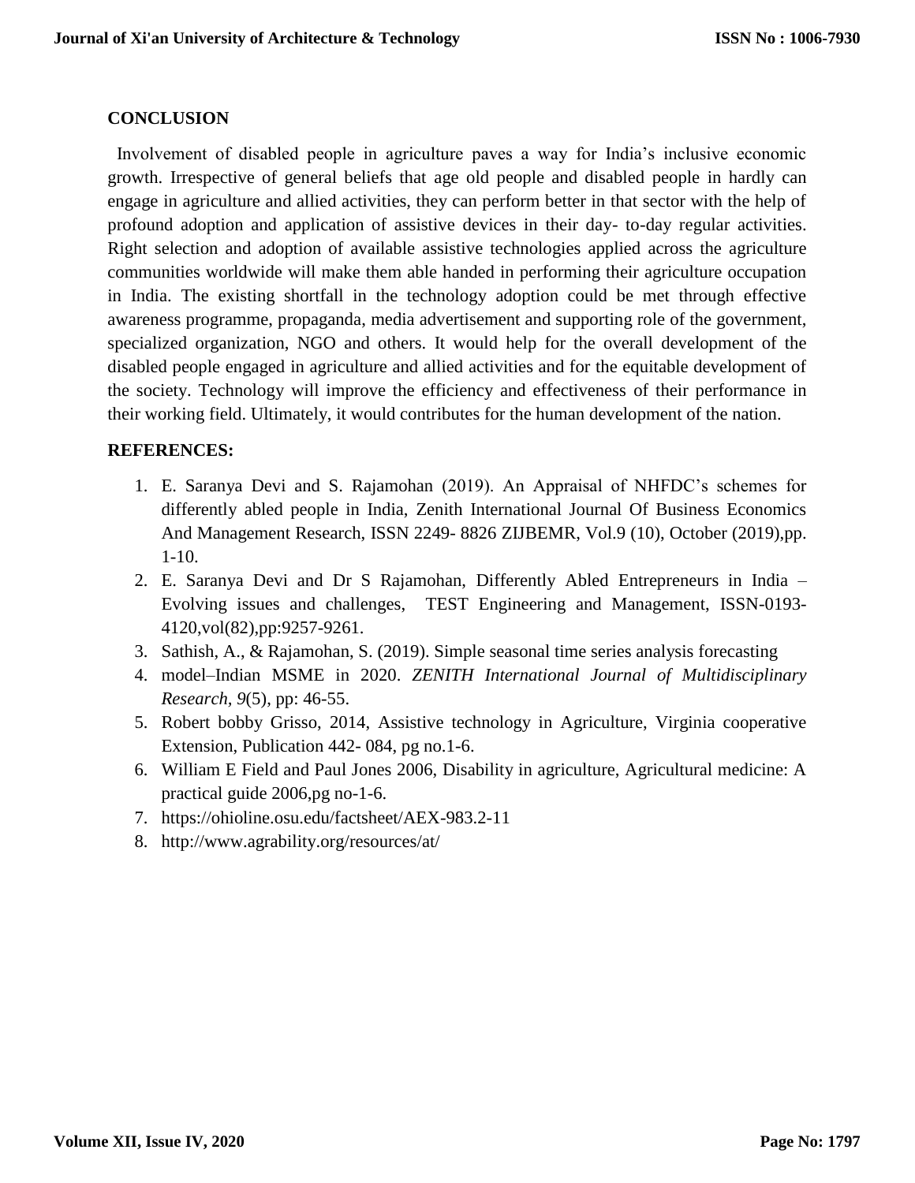## CONCLUSION

Involvement of disabled people in agriculture paves a way for India's inclusive economic growth. Irrespective of general beliefs that age old people and disabled people in hardly can engage in agriculture and allied activities, they can perform better in that sector with the help of profound adoption and application of assistive devices in their day- to-day regular activities. Right selection and adoption of available assistive technologies applied across the agriculture communities worldwide will make them able handed in performing their agriculture occupation in India. The existing shortfall in the technology adoption could be met through effective awareness programme, propaganda, media advertisement and supporting role of the government, specialized organization, NGO and others. It would help for the overall development of the disabled people engaged in agriculture and allied activities and for the equitable development of the society. Technology will improve the efficiency and effectiveness of their performance in their working field. Ultimately, it would contributes for the human development of the nation.

## REFERENCES:

1. E. Saranya Devi and S. Rajamohan (2019). An Appraisal of NHFDC's schemes for differently abled people in India, Zenith International Journal Of Business Economics And Management Research, ISSN 2249- 8826 ZIJBEMR, Vol.9 (10), October (2019),pp. 1-10.
2. E. Saranya Devi and Dr S Rajamohan, Differently Abled Entrepreneurs in India – Evolving issues and challenges, TEST Engineering and Management, ISSN-0193-4120,vol(82),pp:9257-9261.
3. Sathish, A., & Rajamohan, S. (2019). Simple seasonal time series analysis forecasting
4. model–Indian MSME in 2020. *ZENITH International Journal of Multidisciplinary Research, 9*(5), pp: 46-55.
5. Robert bobby Grisso, 2014, Assistive technology in Agriculture, Virginia cooperative Extension, Publication 442- 084, pg no.1-6.
6. William E Field and Paul Jones 2006, Disability in agriculture, Agricultural medicine: A practical guide 2006,pg no-1-6.
7. https://ohioline.osu.edu/factsheet/AEX-983.2-11
8. http://www.agrability.org/resources/at/